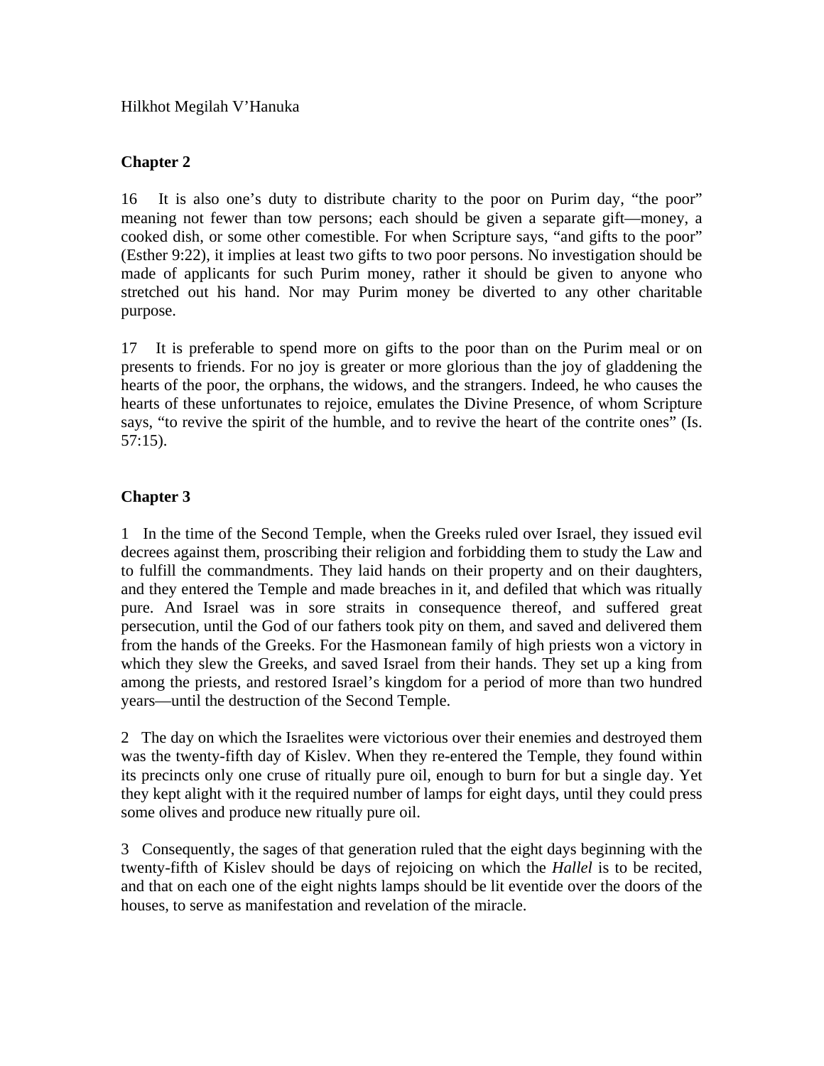Hilkhot Megilah V'Hanuka

## Chapter 2

16 It is also one's duty to distribute charity to the poor on Purim day, "the poor" meaning not fewer than tow persons; each should be given a separate gift—money, a cooked dish, or some other comestible. For when Scripture says, "and gifts to the poor" (Esther 9:22), it implies at least two gifts to two poor persons. No investigation should be made of applicants for such Purim money, rather it should be given to anyone who stretched out his hand. Nor may Purim money be diverted to any other charitable purpose.

17 It is preferable to spend more on gifts to the poor than on the Purim meal or on presents to friends. For no joy is greater or more glorious than the joy of gladdening the hearts of the poor, the orphans, the widows, and the strangers. Indeed, he who causes the hearts of these unfortunates to rejoice, emulates the Divine Presence, of whom Scripture says, "to revive the spirit of the humble, and to revive the heart of the contrite ones" (Is. 57:15).

## Chapter 3

1 In the time of the Second Temple, when the Greeks ruled over Israel, they issued evil decrees against them, proscribing their religion and forbidding them to study the Law and to fulfill the commandments. They laid hands on their property and on their daughters, and they entered the Temple and made breaches in it, and defiled that which was ritually pure. And Israel was in sore straits in consequence thereof, and suffered great persecution, until the God of our fathers took pity on them, and saved and delivered them from the hands of the Greeks. For the Hasmonean family of high priests won a victory in which they slew the Greeks, and saved Israel from their hands. They set up a king from among the priests, and restored Israel's kingdom for a period of more than two hundred years—until the destruction of the Second Temple.

2 The day on which the Israelites were victorious over their enemies and destroyed them was the twenty-fifth day of Kislev. When they re-entered the Temple, they found within its precincts only one cruse of ritually pure oil, enough to burn for but a single day. Yet they kept alight with it the required number of lamps for eight days, until they could press some olives and produce new ritually pure oil.

3 Consequently, the sages of that generation ruled that the eight days beginning with the twenty-fifth of Kislev should be days of rejoicing on which the *Hallel* is to be recited, and that on each one of the eight nights lamps should be lit eventide over the doors of the houses, to serve as manifestation and revelation of the miracle.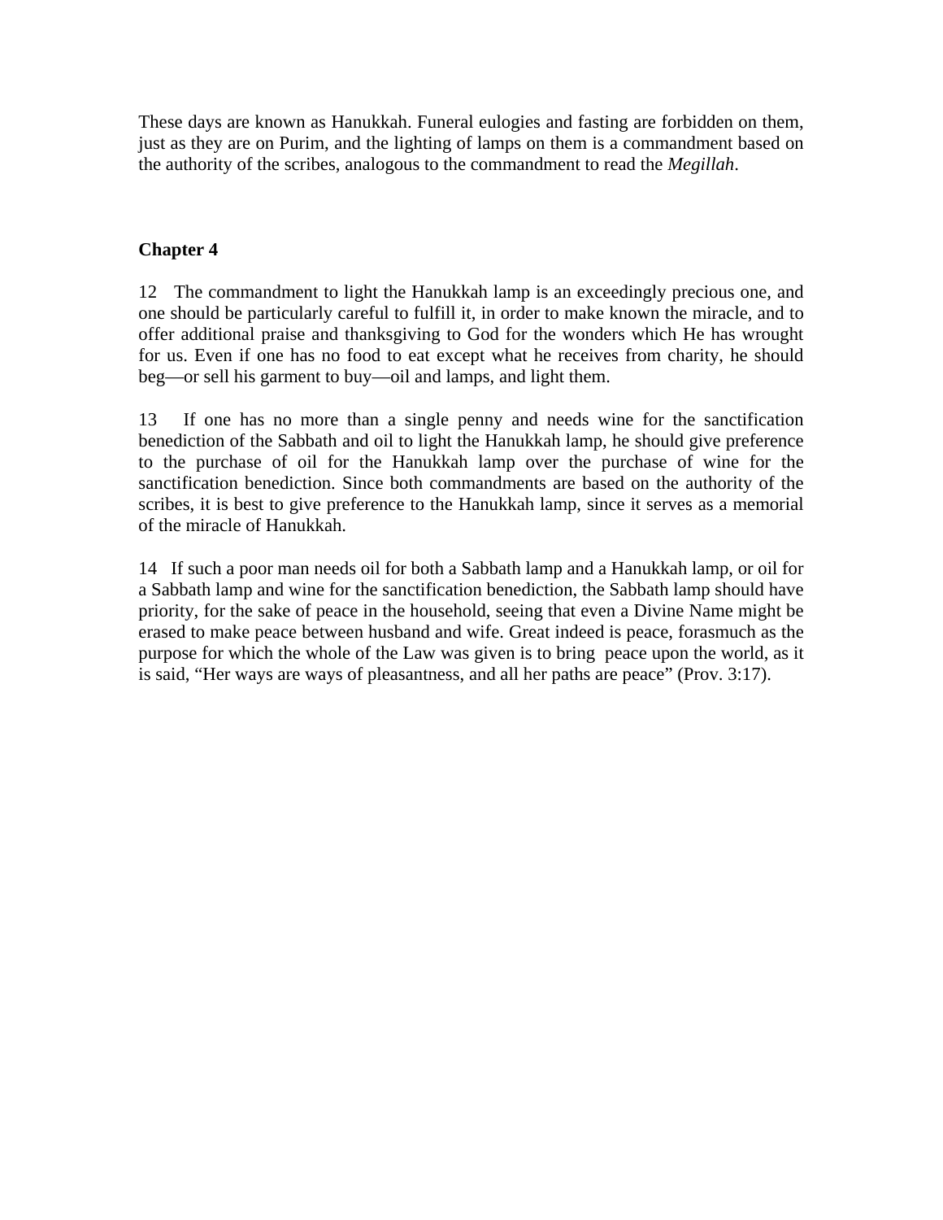These days are known as Hanukkah. Funeral eulogies and fasting are forbidden on them, just as they are on Purim, and the lighting of lamps on them is a commandment based on the authority of the scribes, analogous to the commandment to read the *Megillah*.

**Chapter 4**

12 The commandment to light the Hanukkah lamp is an exceedingly precious one, and one should be particularly careful to fulfill it, in order to make known the miracle, and to offer additional praise and thanksgiving to God for the wonders which He has wrought for us. Even if one has no food to eat except what he receives from charity, he should beg—or sell his garment to buy—oil and lamps, and light them.

13 If one has no more than a single penny and needs wine for the sanctification benediction of the Sabbath and oil to light the Hanukkah lamp, he should give preference to the purchase of oil for the Hanukkah lamp over the purchase of wine for the sanctification benediction. Since both commandments are based on the authority of the scribes, it is best to give preference to the Hanukkah lamp, since it serves as a memorial of the miracle of Hanukkah.

14 If such a poor man needs oil for both a Sabbath lamp and a Hanukkah lamp, or oil for a Sabbath lamp and wine for the sanctification benediction, the Sabbath lamp should have priority, for the sake of peace in the household, seeing that even a Divine Name might be erased to make peace between husband and wife. Great indeed is peace, forasmuch as the purpose for which the whole of the Law was given is to bring peace upon the world, as it is said, "Her ways are ways of pleasantness, and all her paths are peace" (Prov. 3:17).